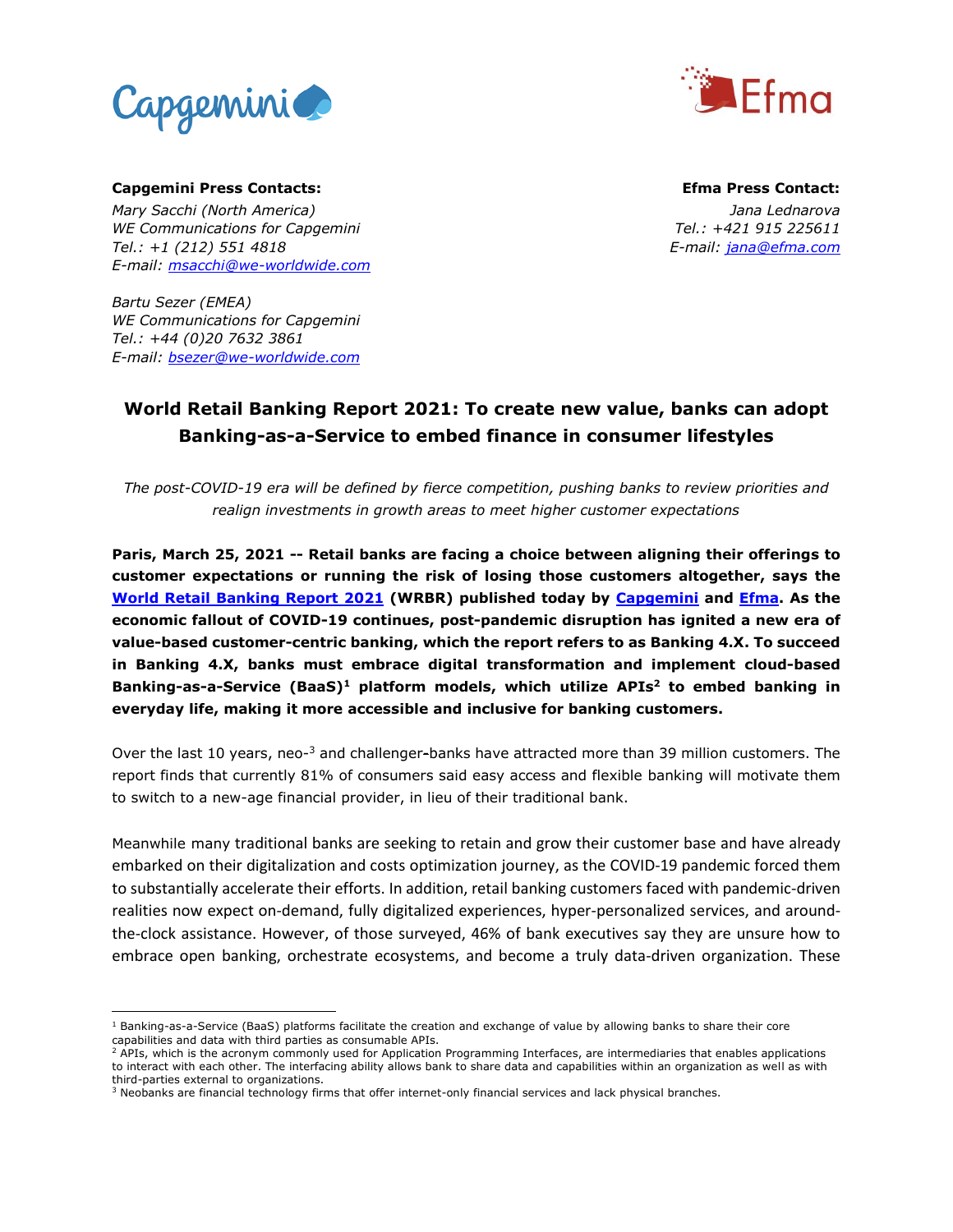**Capgemini Press Contacts:**

*Mary Sacchi (North America)*
*WE Communications for Capgemini*
*Tel.: +1 (212) 551 4818*
*E-mail: msacchi@we-worldwide.com*

*Bartu Sezer (EMEA)*
*WE Communications for Capgemini*
*Tel.: +44 (0)20 7632 3861*
*E-mail: bsezer@we-worldwide.com*

**Efma Press Contact:**

*Jana Lednarova*
*Tel.: +421 915 225611*
*E-mail: jana@efma.com*

# World Retail Banking Report 2021: To create new value, banks can adopt Banking-as-a-Service to embed finance in consumer lifestyles

*The post-COVID-19 era will be defined by fierce competition, pushing banks to review priorities and realign investments in growth areas to meet higher customer expectations*

**Paris, March 25, 2021 -- Retail banks are facing a choice between aligning their offerings to customer expectations or running the risk of losing those customers altogether, says the [World Retail Banking Report 2021](#) (WRBR) published today by [Capgemini](#) and [Efma](#). As the economic fallout of COVID-19 continues, post-pandemic disruption has ignited a new era of value-based customer-centric banking, which the report refers to as Banking 4.X. To succeed in Banking 4.X, banks must embrace digital transformation and implement cloud-based Banking-as-a-Service (BaaS)[1] platform models, which utilize APIs[2] to embed banking in everyday life, making it more accessible and inclusive for banking customers.**

Over the last 10 years, neo-[3] and challenger-banks have attracted more than 39 million customers. The report finds that currently 81% of consumers said easy access and flexible banking will motivate them to switch to a new-age financial provider, in lieu of their traditional bank.

Meanwhile many traditional banks are seeking to retain and grow their customer base and have already embarked on their digitalization and costs optimization journey, as the COVID-19 pandemic forced them to substantially accelerate their efforts. In addition, retail banking customers faced with pandemic-driven realities now expect on-demand, fully digitalized experiences, hyper-personalized services, and around-the-clock assistance. However, of those surveyed, 46% of bank executives say they are unsure how to embrace open banking, orchestrate ecosystems, and become a truly data-driven organization. These

---

[1] Banking-as-a-Service (BaaS) platforms facilitate the creation and exchange of value by allowing banks to share their core capabilities and data with third parties as consumable APIs.

[2] APIs, which is the acronym commonly used for Application Programming Interfaces, are intermediaries that enables applications to interact with each other. The interfacing ability allows bank to share data and capabilities within an organization as well as with third-parties external to organizations.

[3] Neobanks are financial technology firms that offer internet-only financial services and lack physical branches.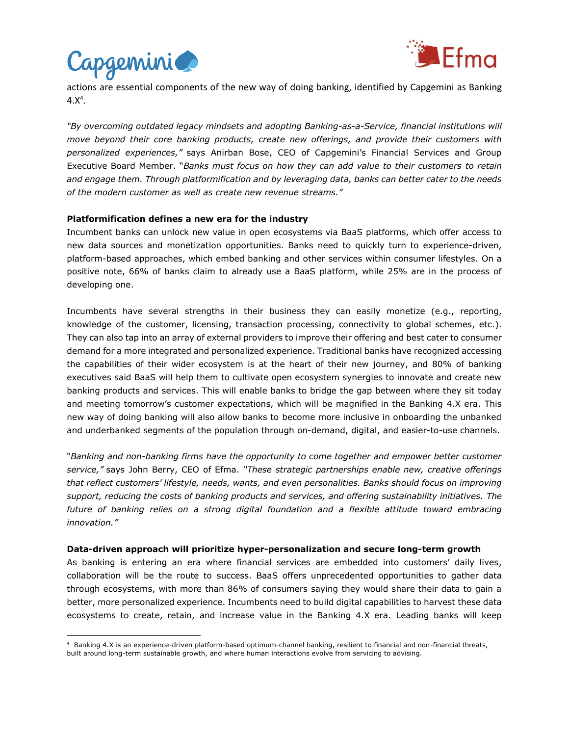actions are essential components of the new way of doing banking, identified by Capgemini as Banking 4.X[4].

*"By overcoming outdated legacy mindsets and adopting Banking-as-a-Service, financial institutions will move beyond their core banking products, create new offerings, and provide their customers with personalized experiences,"* says Anirban Bose, CEO of Capgemini's Financial Services and Group Executive Board Member. "*Banks must focus on how they can add value to their customers to retain and engage them. Through platformification and by leveraging data, banks can better cater to the needs of the modern customer as well as create new revenue streams."*

**Platformification defines a new era for the industry**

Incumbent banks can unlock new value in open ecosystems via BaaS platforms, which offer access to new data sources and monetization opportunities. Banks need to quickly turn to experience-driven, platform-based approaches, which embed banking and other services within consumer lifestyles. On a positive note, 66% of banks claim to already use a BaaS platform, while 25% are in the process of developing one.

Incumbents have several strengths in their business they can easily monetize (e.g., reporting, knowledge of the customer, licensing, transaction processing, connectivity to global schemes, etc.). They can also tap into an array of external providers to improve their offering and best cater to consumer demand for a more integrated and personalized experience. Traditional banks have recognized accessing the capabilities of their wider ecosystem is at the heart of their new journey, and 80% of banking executives said BaaS will help them to cultivate open ecosystem synergies to innovate and create new banking products and services. This will enable banks to bridge the gap between where they sit today and meeting tomorrow's customer expectations, which will be magnified in the Banking 4.X era. This new way of doing banking will also allow banks to become more inclusive in onboarding the unbanked and underbanked segments of the population through on-demand, digital, and easier-to-use channels.

"*Banking and non-banking firms have the opportunity to come together and empower better customer service,"* says John Berry, CEO of Efma. *"These strategic partnerships enable new, creative offerings that reflect customers' lifestyle, needs, wants, and even personalities. Banks should focus on improving support, reducing the costs of banking products and services, and offering sustainability initiatives. The future of banking relies on a strong digital foundation and a flexible attitude toward embracing innovation."*

**Data-driven approach will prioritize hyper-personalization and secure long-term growth**

As banking is entering an era where financial services are embedded into customers' daily lives, collaboration will be the route to success. BaaS offers unprecedented opportunities to gather data through ecosystems, with more than 86% of consumers saying they would share their data to gain a better, more personalized experience. Incumbents need to build digital capabilities to harvest these data ecosystems to create, retain, and increase value in the Banking 4.X era. Leading banks will keep

[4] Banking 4.X is an experience-driven platform-based optimum-channel banking, resilient to financial and non-financial threats, built around long-term sustainable growth, and where human interactions evolve from servicing to advising.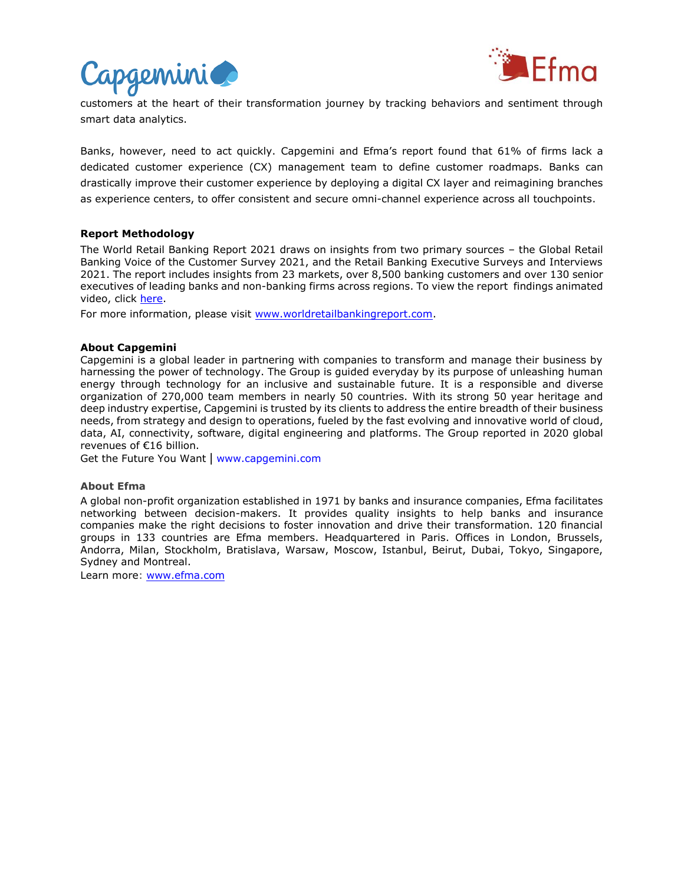customers at the heart of their transformation journey by tracking behaviors and sentiment through smart data analytics.

Banks, however, need to act quickly. Capgemini and Efma's report found that 61% of firms lack a dedicated customer experience (CX) management team to define customer roadmaps. Banks can drastically improve their customer experience by deploying a digital CX layer and reimagining branches as experience centers, to offer consistent and secure omni-channel experience across all touchpoints.

**Report Methodology**

The World Retail Banking Report 2021 draws on insights from two primary sources – the Global Retail Banking Voice of the Customer Survey 2021, and the Retail Banking Executive Surveys and Interviews 2021. The report includes insights from 23 markets, over 8,500 banking customers and over 130 senior executives of leading banks and non-banking firms across regions. To view the report findings animated video, click [here](#).

For more information, please visit [www.worldretailbankingreport.com](http://www.worldretailbankingreport.com).

**About Capgemini**

Capgemini is a global leader in partnering with companies to transform and manage their business by harnessing the power of technology. The Group is guided everyday by its purpose of unleashing human energy through technology for an inclusive and sustainable future. It is a responsible and diverse organization of 270,000 team members in nearly 50 countries. With its strong 50 year heritage and deep industry expertise, Capgemini is trusted by its clients to address the entire breadth of their business needs, from strategy and design to operations, fueled by the fast evolving and innovative world of cloud, data, AI, connectivity, software, digital engineering and platforms. The Group reported in 2020 global revenues of €16 billion.

Get the Future You Want | [www.capgemini.com](http://www.capgemini.com)

**About Efma**

A global non-profit organization established in 1971 by banks and insurance companies, Efma facilitates networking between decision-makers. It provides quality insights to help banks and insurance companies make the right decisions to foster innovation and drive their transformation. 120 financial groups in 133 countries are Efma members. Headquartered in Paris. Offices in London, Brussels, Andorra, Milan, Stockholm, Bratislava, Warsaw, Moscow, Istanbul, Beirut, Dubai, Tokyo, Singapore, Sydney and Montreal.

Learn more: [www.efma.com](http://www.efma.com)